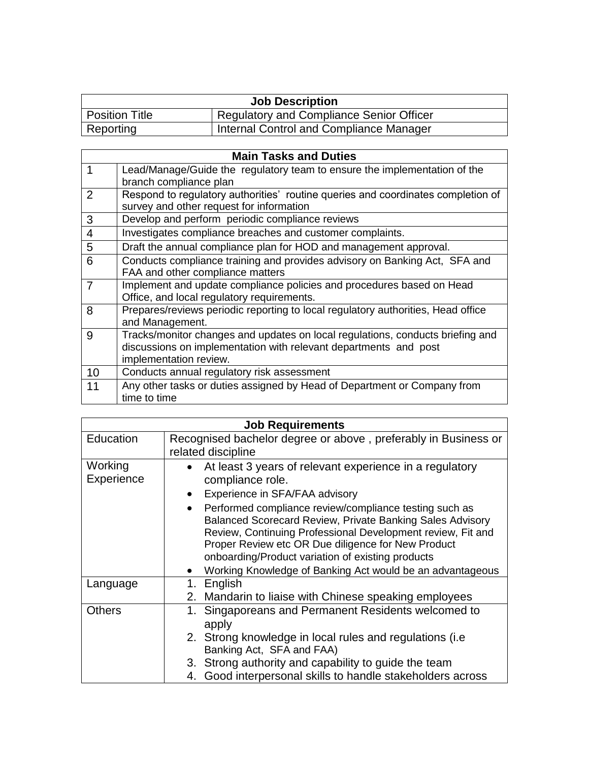| Job Description | |
|---|---|
| Position Title | Regulatory and Compliance Senior Officer |
| Reporting | Internal Control and Compliance Manager |

| Main Tasks and Duties | |
|---|---|
| 1 | Lead/Manage/Guide the regulatory team to ensure the implementation of the branch compliance plan |
| 2 | Respond to regulatory authorities' routine queries and coordinates completion of survey and other request for information |
| 3 | Develop and perform periodic compliance reviews |
| 4 | Investigates compliance breaches and customer complaints. |
| 5 | Draft the annual compliance plan for HOD and management approval. |
| 6 | Conducts compliance training and provides advisory on Banking Act, SFA and FAA and other compliance matters |
| 7 | Implement and update compliance policies and procedures based on Head Office, and local regulatory requirements. |
| 8 | Prepares/reviews periodic reporting to local regulatory authorities, Head office and Management. |
| 9 | Tracks/monitor changes and updates on local regulations, conducts briefing and discussions on implementation with relevant departments and post implementation review. |
| 10 | Conducts annual regulatory risk assessment |
| 11 | Any other tasks or duties assigned by Head of Department or Company from time to time |

| Job Requirements | |
|---|---|
| Education | Recognised bachelor degree or above , preferably in Business or related discipline |
| Working Experience | • At least 3 years of relevant experience in a regulatory compliance role.<br>• Experience in SFA/FAA advisory<br>• Performed compliance review/compliance testing such as Balanced Scorecard Review, Private Banking Sales Advisory Review, Continuing Professional Development review, Fit and Proper Review etc OR Due diligence for New Product onboarding/Product variation of existing products<br>• Working Knowledge of Banking Act would be an advantageous |
| Language | 1. English<br>2. Mandarin to liaise with Chinese speaking employees |
| Others | 1. Singaporeans and Permanent Residents welcomed to apply<br>2. Strong knowledge in local rules and regulations (i.e Banking Act, SFA and FAA)<br>3. Strong authority and capability to guide the team<br>4. Good interpersonal skills to handle stakeholders across |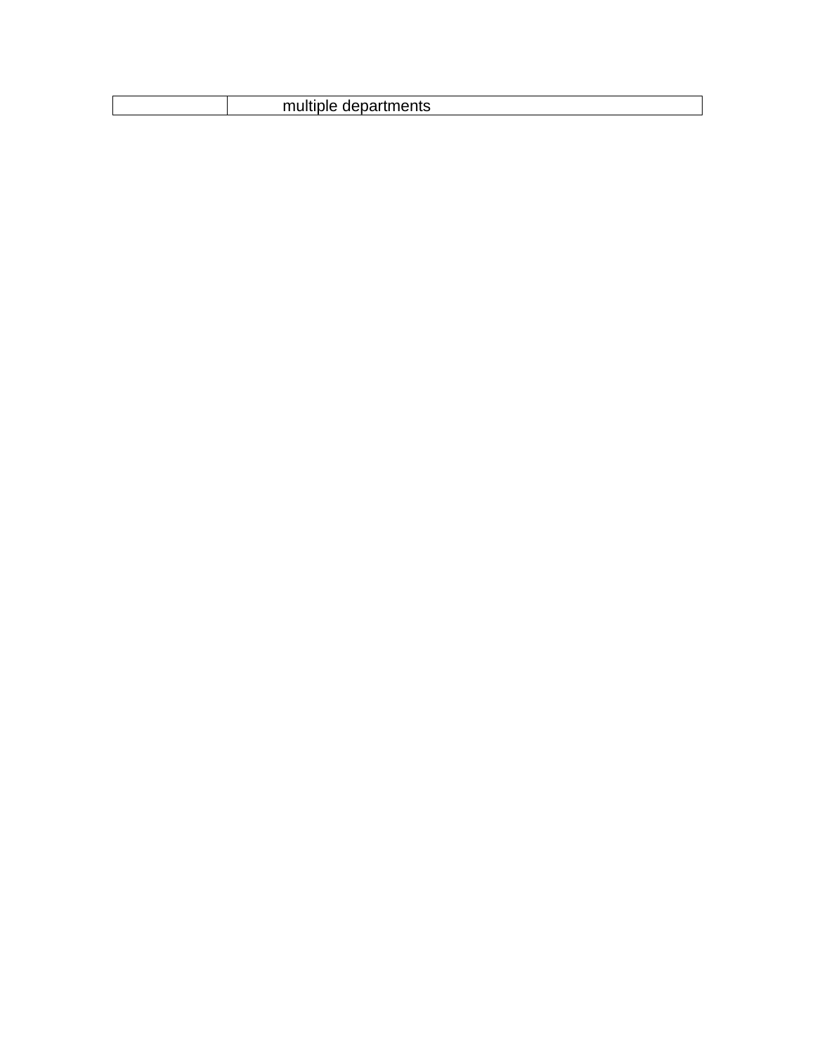| | |
|---|---|
| | multiple departments |